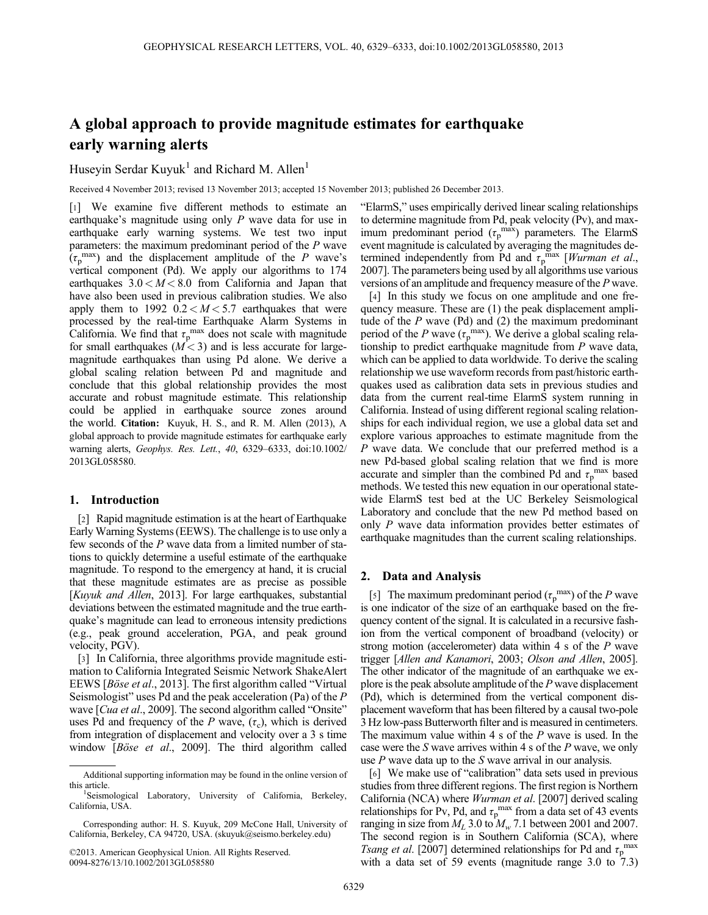# A global approach to provide magnitude estimates for earthquake early warning alerts

Huseyin Serdar Kuyuk[1] and Richard M. Allen[1]

Received 4 November 2013; revised 13 November 2013; accepted 15 November 2013; published 26 December 2013.

[1] We examine five different methods to estimate an earthquake's magnitude using only $P$ wave data for use in earthquake early warning systems. We test two input parameters: the maximum predominant period of the $P$ wave ($\tau_p^{max}$) and the displacement amplitude of the $P$ wave's vertical component (Pd). We apply our algorithms to 174 earthquakes $3.0 < M < 8.0$ from California and Japan that have also been used in previous calibration studies. We also apply them to 1992 $0.2 < M < 5.7$ earthquakes that were processed by the real-time Earthquake Alarm Systems in California. We find that $\tau_p^{max}$ does not scale with magnitude for small earthquakes ($M < 3$) and is less accurate for large-magnitude earthquakes than using Pd alone. We derive a global scaling relation between Pd and magnitude and conclude that this global relationship provides the most accurate and robust magnitude estimate. This relationship could be applied in earthquake source zones around the world. **Citation:** Kuyuk, H. S., and R. M. Allen (2013), A global approach to provide magnitude estimates for earthquake early warning alerts, *Geophys. Res. Lett.*, *40*, 6329–6333, doi:10.1002/2013GL058580.

## 1. Introduction

[2] Rapid magnitude estimation is at the heart of Earthquake Early Warning Systems (EEWS). The challenge is to use only a few seconds of the $P$ wave data from a limited number of stations to quickly determine a useful estimate of the earthquake magnitude. To respond to the emergency at hand, it is crucial that these magnitude estimates are as precise as possible [*Kuyuk and Allen*, 2013]. For large earthquakes, substantial deviations between the estimated magnitude and the true earthquake's magnitude can lead to erroneous intensity predictions (e.g., peak ground acceleration, PGA, and peak ground velocity, PGV).

[3] In California, three algorithms provide magnitude estimation to California Integrated Seismic Network ShakeAlert EEWS [*Böse et al*., 2013]. The first algorithm called "Virtual Seismologist" uses Pd and the peak acceleration (Pa) of the $P$ wave [*Cua et al*., 2009]. The second algorithm called "Onsite" uses Pd and frequency of the $P$ wave, ($\tau_c$), which is derived from integration of displacement and velocity over a 3 s time window [*Böse et al*., 2009]. The third algorithm called "ElarmS," uses empirically derived linear scaling relationships to determine magnitude from Pd, peak velocity (Pv), and maximum predominant period ($\tau_p^{max}$) parameters. The ElarmS event magnitude is calculated by averaging the magnitudes determined independently from Pd and $\tau_p^{max}$ [*Wurman et al*., 2007]. The parameters being used by all algorithms use various versions of an amplitude and frequency measure of the $P$ wave.

[4] In this study we focus on one amplitude and one frequency measure. These are (1) the peak displacement amplitude of the $P$ wave (Pd) and (2) the maximum predominant period of the $P$ wave ($\tau_p^{max}$). We derive a global scaling relationship to predict earthquake magnitude from $P$ wave data, which can be applied to data worldwide. To derive the scaling relationship we use waveform records from past/historic earthquakes used as calibration data sets in previous studies and data from the current real-time ElarmS system running in California. Instead of using different regional scaling relationships for each individual region, we use a global data set and explore various approaches to estimate magnitude from the $P$ wave data. We conclude that our preferred method is a new Pd-based global scaling relation that we find is more accurate and simpler than the combined Pd and $\tau_p^{max}$ based methods. We tested this new equation in our operational statewide ElarmS test bed at the UC Berkeley Seismological Laboratory and conclude that the new Pd method based on only $P$ wave data information provides better estimates of earthquake magnitudes than the current scaling relationships.

## 2. Data and Analysis

[5] The maximum predominant period ($\tau_p^{max}$) of the $P$ wave is one indicator of the size of an earthquake based on the frequency content of the signal. It is calculated in a recursive fashion from the vertical component of broadband (velocity) or strong motion (accelerometer) data within 4 s of the $P$ wave trigger [*Allen and Kanamori*, 2003; *Olson and Allen*, 2005]. The other indicator of the magnitude of an earthquake we explore is the peak absolute amplitude of the $P$ wave displacement (Pd), which is determined from the vertical component displacement waveform that has been filtered by a causal two-pole 3 Hz low-pass Butterworth filter and is measured in centimeters. The maximum value within 4 s of the $P$ wave is used. In the case were the $S$ wave arrives within 4 s of the $P$ wave, we only use $P$ wave data up to the $S$ wave arrival in our analysis.

[6] We make use of "calibration" data sets used in previous studies from three different regions. The first region is Northern California (NCA) where *Wurman et al*. [2007] derived scaling relationships for Pv, Pd, and $\tau_p^{max}$ from a data set of 43 events ranging in size from $M_L$ 3.0 to $M_w$ 7.1 between 2001 and 2007. The second region is in Southern California (SCA), where *Tsang et al*. [2007] determined relationships for Pd and $\tau_p^{max}$ with a data set of 59 events (magnitude range 3.0 to 7.3)

Additional supporting information may be found in the online version of this article.

[1]Seismological Laboratory, University of California, Berkeley, California, USA.

Corresponding author: H. S. Kuyuk, 209 McCone Hall, University of California, Berkeley, CA 94720, USA. (skuyuk@seismo.berkeley.edu)

©2013. American Geophysical Union. All Rights Reserved.
0094-8276/13/10.1002/2013GL058580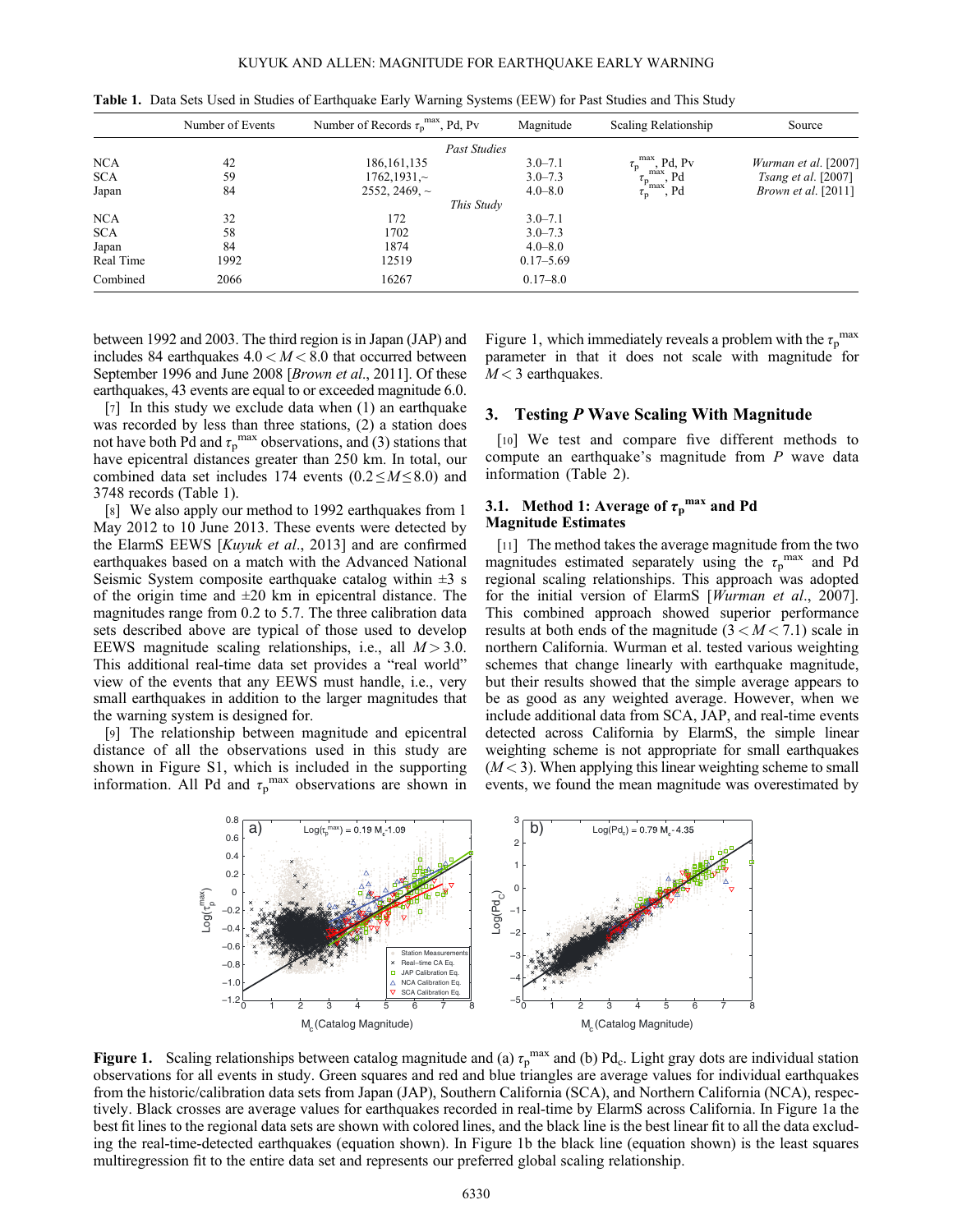**Table 1.** Data Sets Used in Studies of Earthquake Early Warning Systems (EEW) for Past Studies and This Study

| | Number of Events | Number of Records $\tau_p^{max}$, Pd, Pv | Magnitude | Scaling Relationship | Source |
|---|---|---|---|---|---|
| | | *Past Studies* | | | |
| NCA | 42 | 186,161,135 | 3.0–7.1 | $\tau_p^{max}$, Pd, Pv | *Wurman et al.* [2007] |
| SCA | 59 | 1762,1931,~ | 3.0–7.3 | $\tau_p^{max}$, Pd | *Tsang et al.* [2007] |
| Japan | 84 | 2552, 2469, ~ | 4.0–8.0 | $\tau_p^{max}$, Pd | *Brown et al.* [2011] |
| | | *This Study* | | | |
| NCA | 32 | 172 | 3.0–7.1 | | |
| SCA | 58 | 1702 | 3.0–7.3 | | |
| Japan | 84 | 1874 | 4.0–8.0 | | |
| Real Time | 1992 | 12519 | 0.17–5.69 | | |
| Combined | 2066 | 16267 | 0.17–8.0 | | |

between 1992 and 2003. The third region is in Japan (JAP) and includes 84 earthquakes $4.0 < M < 8.0$ that occurred between September 1996 and June 2008 [*Brown et al*., 2011]. Of these earthquakes, 43 events are equal to or exceeded magnitude 6.0.

[7] In this study we exclude data when (1) an earthquake was recorded by less than three stations, (2) a station does not have both Pd and $\tau_p^{max}$ observations, and (3) stations that have epicentral distances greater than 250 km. In total, our combined data set includes 174 events ($0.2 \le M \le 8.0$) and 3748 records (Table 1).

[8] We also apply our method to 1992 earthquakes from 1 May 2012 to 10 June 2013. These events were detected by the ElarmS EEWS [*Kuyuk et al*., 2013] and are confirmed earthquakes based on a match with the Advanced National Seismic System composite earthquake catalog within ±3 s of the origin time and ±20 km in epicentral distance. The magnitudes range from 0.2 to 5.7. The three calibration data sets described above are typical of those used to develop EEWS magnitude scaling relationships, i.e., all $M > 3.0$. This additional real-time data set provides a "real world" view of the events that any EEWS must handle, i.e., very small earthquakes in addition to the larger magnitudes that the warning system is designed for.

[9] The relationship between magnitude and epicentral distance of all the observations used in this study are shown in Figure S1, which is included in the supporting information. All Pd and $\tau_p^{max}$ observations are shown in Figure 1, which immediately reveals a problem with the $\tau_p^{max}$ parameter in that it does not scale with magnitude for $M < 3$ earthquakes.

## 3. Testing *P* Wave Scaling With Magnitude

[10] We test and compare five different methods to compute an earthquake's magnitude from *P* wave data information (Table 2).

### 3.1. Method 1: Average of $\tau_p^{max}$ and Pd Magnitude Estimates

[11] The method takes the average magnitude from the two magnitudes estimated separately using the $\tau_p^{max}$ and Pd regional scaling relationships. This approach was adopted for the initial version of ElarmS [*Wurman et al*., 2007]. This combined approach showed superior performance results at both ends of the magnitude ($3 < M < 7.1$) scale in northern California. Wurman et al. tested various weighting schemes that change linearly with earthquake magnitude, but their results showed that the simple average appears to be as good as any weighted average. However, when we include additional data from SCA, JAP, and real-time events detected across California by ElarmS, the simple linear weighting scheme is not appropriate for small earthquakes ($M < 3$). When applying this linear weighting scheme to small events, we found the mean magnitude was overestimated by

**Figure 1.** Scaling relationships between catalog magnitude and (a) $\tau_p^{max}$ and (b) $Pd_c$. Light gray dots are individual station observations for all events in study. Green squares and red and blue triangles are average values for individual earthquakes from the historic/calibration data sets from Japan (JAP), Southern California (SCA), and Northern California (NCA), respectively. Black crosses are average values for earthquakes recorded in real-time by ElarmS across California. In Figure 1a the best fit lines to the regional data sets are shown with colored lines, and the black line is the best linear fit to all the data excluding the real-time-detected earthquakes (equation shown). In Figure 1b the black line (equation shown) is the least squares multiregression fit to the entire data set and represents our preferred global scaling relationship.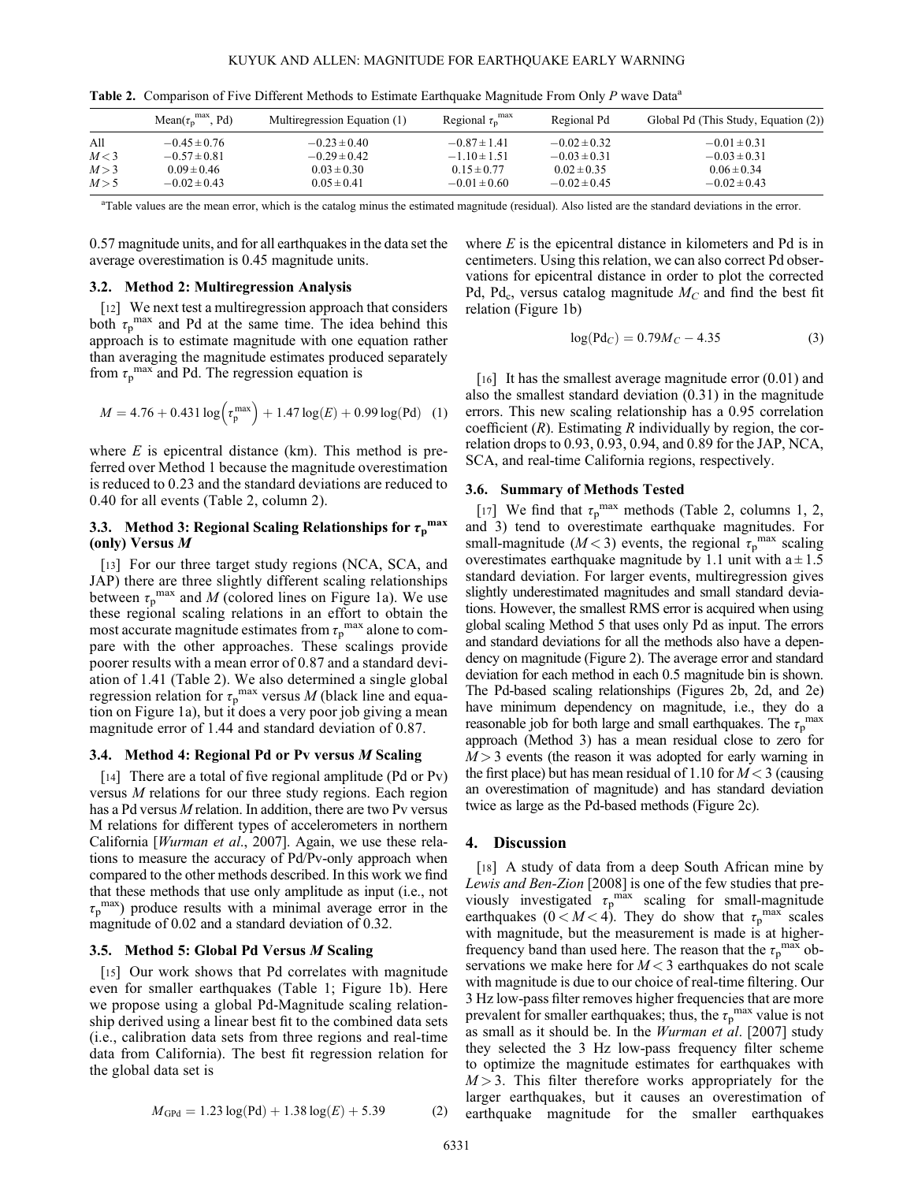**Table 2.** Comparison of Five Different Methods to Estimate Earthquake Magnitude From Only *P* wave Data[a]

| | Mean($\tau_p^{max}$, Pd) | Multiregression Equation (1) | Regional $\tau_p^{max}$ | Regional Pd | Global Pd (This Study, Equation (2)) |
|---|---|---|---|---|---|
| All | $-0.45 \pm 0.76$ | $-0.23 \pm 0.40$ | $-0.87 \pm 1.41$ | $-0.02 \pm 0.32$ | $-0.01 \pm 0.31$ |
| $M < 3$ | $-0.57 \pm 0.81$ | $-0.29 \pm 0.42$ | $-1.10 \pm 1.51$ | $-0.03 \pm 0.31$ | $-0.03 \pm 0.31$ |
| $M > 3$ | $0.09 \pm 0.46$ | $0.03 \pm 0.30$ | $0.15 \pm 0.77$ | $0.02 \pm 0.35$ | $0.06 \pm 0.34$ |
| $M > 5$ | $-0.02 \pm 0.43$ | $0.05 \pm 0.41$ | $-0.01 \pm 0.60$ | $-0.02 \pm 0.45$ | $-0.02 \pm 0.43$ |

[a]Table values are the mean error, which is the catalog minus the estimated magnitude (residual). Also listed are the standard deviations in the error.

0.57 magnitude units, and for all earthquakes in the data set the average overestimation is 0.45 magnitude units.

### 3.2. Method 2: Multiregression Analysis

[12] We next test a multiregression approach that considers both $\tau_p^{max}$ and Pd at the same time. The idea behind this approach is to estimate magnitude with one equation rather than averaging the magnitude estimates produced separately from $\tau_p^{max}$ and Pd. The regression equation is

$$M = 4.76 + 0.431 \log\left(\tau_p^{max}\right) + 1.47 \log(E) + 0.99 \log(\text{Pd}) \quad (1)$$

where $E$ is epicentral distance (km). This method is preferred over Method 1 because the magnitude overestimation is reduced to 0.23 and the standard deviations are reduced to 0.40 for all events (Table 2, column 2).

### 3.3. Method 3: Regional Scaling Relationships for $\tau_p^{max}$ (only) Versus $M$

[13] For our three target study regions (NCA, SCA, and JAP) there are three slightly different scaling relationships between $\tau_p^{max}$ and $M$ (colored lines on Figure 1a). We use these regional scaling relations in an effort to obtain the most accurate magnitude estimates from $\tau_p^{max}$ alone to compare with the other approaches. These scalings provide poorer results with a mean error of 0.87 and a standard deviation of 1.41 (Table 2). We also determined a single global regression relation for $\tau_p^{max}$ versus $M$ (black line and equation on Figure 1a), but it does a very poor job giving a mean magnitude error of 1.44 and standard deviation of 0.87.

### 3.4. Method 4: Regional Pd or Pv versus $M$ Scaling

[14] There are a total of five regional amplitude (Pd or Pv) versus $M$ relations for our three study regions. Each region has a Pd versus $M$ relation. In addition, there are two Pv versus M relations for different types of accelerometers in northern California [*Wurman et al.*, 2007]. Again, we use these relations to measure the accuracy of Pd/Pv-only approach when compared to the other methods described. In this work we find that these methods that use only amplitude as input (i.e., not $\tau_p^{max}$) produce results with a minimal average error in the magnitude of 0.02 and a standard deviation of 0.32.

### 3.5. Method 5: Global Pd Versus $M$ Scaling

[15] Our work shows that Pd correlates with magnitude even for smaller earthquakes (Table 1; Figure 1b). Here we propose using a global Pd-Magnitude scaling relationship derived using a linear best fit to the combined data sets (i.e., calibration data sets from three regions and real-time data from California). The best fit regression relation for the global data set is

$$M_{GPd} = 1.23 \log(\text{Pd}) + 1.38 \log(E) + 5.39 \quad (2)$$

where $E$ is the epicentral distance in kilometers and Pd is in centimeters. Using this relation, we can also correct Pd observations for epicentral distance in order to plot the corrected Pd, $\text{Pd}_c$, versus catalog magnitude $M_C$ and find the best fit relation (Figure 1b)

$$\log(\text{Pd}_C) = 0.79 M_C - 4.35 \quad (3)$$

[16] It has the smallest average magnitude error (0.01) and also the smallest standard deviation (0.31) in the magnitude errors. This new scaling relationship has a 0.95 correlation coefficient ($R$). Estimating $R$ individually by region, the correlation drops to 0.93, 0.93, 0.94, and 0.89 for the JAP, NCA, SCA, and real-time California regions, respectively.

### 3.6. Summary of Methods Tested

[17] We find that $\tau_p^{max}$ methods (Table 2, columns 1, 2, and 3) tend to overestimate earthquake magnitudes. For small-magnitude ($M < 3$) events, the regional $\tau_p^{max}$ scaling overestimates earthquake magnitude by 1.1 unit with a $\pm 1.5$ standard deviation. For larger events, multiregression gives slightly underestimated magnitudes and small standard deviations. However, the smallest RMS error is acquired when using global scaling Method 5 that uses only Pd as input. The errors and standard deviations for all the methods also have a dependency on magnitude (Figure 2). The average error and standard deviation for each method in each 0.5 magnitude bin is shown. The Pd-based scaling relationships (Figures 2b, 2d, and 2e) have minimum dependency on magnitude, i.e., they do a reasonable job for both large and small earthquakes. The $\tau_p^{max}$ approach (Method 3) has a mean residual close to zero for $M > 3$ events (the reason it was adopted for early warning in the first place) but has mean residual of 1.10 for $M < 3$ (causing an overestimation of magnitude) and has standard deviation twice as large as the Pd-based methods (Figure 2c).

## 4. Discussion

[18] A study of data from a deep South African mine by *Lewis and Ben-Zion* [2008] is one of the few studies that previously investigated $\tau_p^{max}$ scaling for small-magnitude earthquakes ($0 < M < 4$). They do show that $\tau_p^{max}$ scales with magnitude, but the measurement is made is at higher-frequency band than used here. The reason that the $\tau_p^{max}$ observations we make here for $M < 3$ earthquakes do not scale with magnitude is due to our choice of real-time filtering. Our 3 Hz low-pass filter removes higher frequencies that are more prevalent for smaller earthquakes; thus, the $\tau_p^{max}$ value is not as small as it should be. In the *Wurman et al.* [2007] study they selected the 3 Hz low-pass frequency filter scheme to optimize the magnitude estimates for earthquakes with $M > 3$. This filter therefore works appropriately for the larger earthquakes, but it causes an overestimation of earthquake magnitude for the smaller earthquakes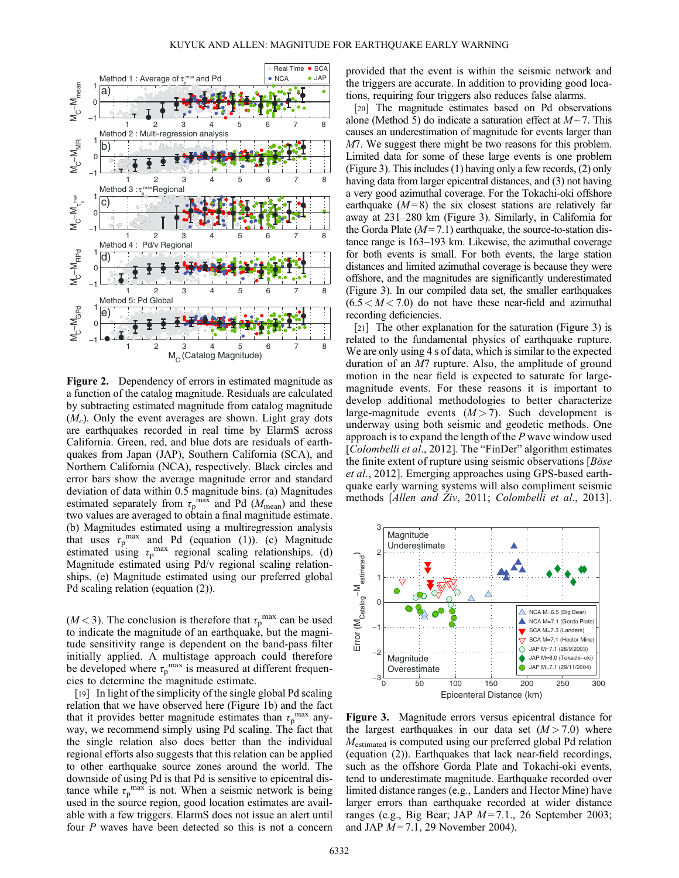**Figure 2.** Dependency of errors in estimated magnitude as a function of the catalog magnitude. Residuals are calculated by subtracting estimated magnitude from catalog magnitude ($M_c$). Only the event averages are shown. Light gray dots are earthquakes recorded in real time by ElarmS across California. Green, red, and blue dots are residuals of earthquakes from Japan (JAP), Southern California (SCA), and Northern California (NCA), respectively. Black circles and error bars show the average magnitude error and standard deviation of data within 0.5 magnitude bins. (a) Magnitudes estimated separately from $\tau_p^{max}$ and Pd ($M_{mean}$) and these two values are averaged to obtain a final magnitude estimate. (b) Magnitudes estimated using a multiregression analysis that uses $\tau_p^{max}$ and Pd (equation (1)). (c) Magnitude estimated using $\tau_p^{max}$ regional scaling relationships. (d) Magnitude estimated using Pd/v regional scaling relationships. (e) Magnitude estimated using our preferred global Pd scaling relation (equation (2)).

($M < 3$). The conclusion is therefore that $\tau_p^{max}$ can be used to indicate the magnitude of an earthquake, but the magnitude sensitivity range is dependent on the band-pass filter initially applied. A multistage approach could therefore be developed where $\tau_p^{max}$ is measured at different frequencies to determine the magnitude estimate.

[19] In light of the simplicity of the single global Pd scaling relation that we have observed here (Figure 1b) and the fact that it provides better magnitude estimates than $\tau_p^{max}$ anyway, we recommend simply using Pd scaling. The fact that the single relation also does better than the individual regional efforts also suggests that this relation can be applied to other earthquake source zones around the world. The downside of using Pd is that Pd is sensitive to epicentral distance while $\tau_p^{max}$ is not. When a seismic network is being used in the source region, good location estimates are available with a few triggers. ElarmS does not issue an alert until four *P* waves have been detected so this is not a concern provided that the event is within the seismic network and the triggers are accurate. In addition to providing good locations, requiring four triggers also reduces false alarms.

[20] The magnitude estimates based on Pd observations alone (Method 5) do indicate a saturation effect at $M \sim 7$. This causes an underestimation of magnitude for events larger than *M*7. We suggest there might be two reasons for this problem. Limited data for some of these large events is one problem (Figure 3). This includes (1) having only a few records, (2) only having data from larger epicentral distances, and (3) not having a very good azimuthal coverage. For the Tokachi-oki offshore earthquake ($M = 8$) the six closest stations are relatively far away at 231–280 km (Figure 3). Similarly, in California for the Gorda Plate ($M = 7.1$) earthquake, the source-to-station distance range is 163–193 km. Likewise, the azimuthal coverage for both events is small. For both events, the large station distances and limited azimuthal coverage is because they were offshore, and the magnitudes are significantly underestimated (Figure 3). In our compiled data set, the smaller earthquakes ($6.5 < M < 7.0$) do not have these near-field and azimuthal recording deficiencies.

[21] The other explanation for the saturation (Figure 3) is related to the fundamental physics of earthquake rupture. We are only using 4 s of data, which is similar to the expected duration of an *M*7 rupture. Also, the amplitude of ground motion in the near field is expected to saturate for large-magnitude events. For these reasons it is important to develop additional methodologies to better characterize large-magnitude events ($M > 7$). Such development is underway using both seismic and geodetic methods. One approach is to expand the length of the *P* wave window used [*Colombelli et al*., 2012]. The "FinDer" algorithm estimates the finite extent of rupture using seismic observations [*Böse et al*., 2012]. Emerging approaches using GPS-based earthquake early warning systems will also compliment seismic methods [*Allen and Ziv*, 2011; *Colombelli et al*., 2013].

**Figure 3.** Magnitude errors versus epicentral distance for the largest earthquakes in our data set ($M > 7.0$) where $M_{estimated}$ is computed using our preferred global Pd relation (equation (2)). Earthquakes that lack near-field recordings, such as the offshore Gorda Plate and Tokachi-oki events, tend to underestimate magnitude. Earthquake recorded over limited distance ranges (e.g., Landers and Hector Mine) have larger errors than earthquake recorded at wider distance ranges (e.g., Big Bear; JAP $M = 7.1$., 26 September 2003; and JAP $M = 7.1$, 29 November 2004).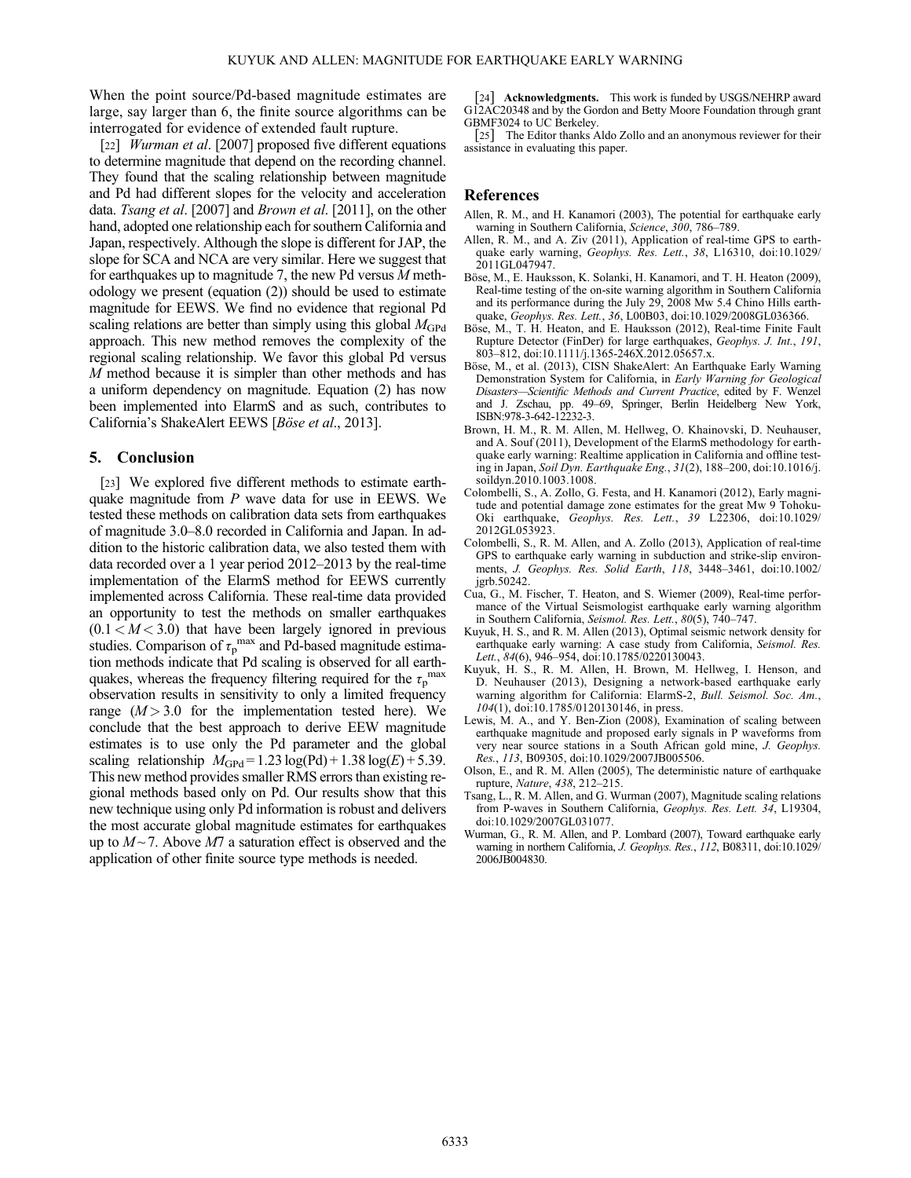When the point source/Pd-based magnitude estimates are large, say larger than 6, the finite source algorithms can be interrogated for evidence of extended fault rupture.

[22] *Wurman et al.* [2007] proposed five different equations to determine magnitude that depend on the recording channel. They found that the scaling relationship between magnitude and Pd had different slopes for the velocity and acceleration data. *Tsang et al.* [2007] and *Brown et al.* [2011], on the other hand, adopted one relationship each for southern California and Japan, respectively. Although the slope is different for JAP, the slope for SCA and NCA are very similar. Here we suggest that for earthquakes up to magnitude 7, the new Pd versus $M$ methodology we present (equation (2)) should be used to estimate magnitude for EEWS. We find no evidence that regional Pd scaling relations are better than simply using this global $M_{\mathrm{GPd}}$ approach. This new method removes the complexity of the regional scaling relationship. We favor this global Pd versus $M$ method because it is simpler than other methods and has a uniform dependency on magnitude. Equation (2) has now been implemented into ElarmS and as such, contributes to California's ShakeAlert EEWS [*Böse et al.*, 2013].

## 5. Conclusion

[23] We explored five different methods to estimate earthquake magnitude from $P$ wave data for use in EEWS. We tested these methods on calibration data sets from earthquakes of magnitude 3.0–8.0 recorded in California and Japan. In addition to the historic calibration data, we also tested them with data recorded over a 1 year period 2012–2013 by the real-time implementation of the ElarmS method for EEWS currently implemented across California. These real-time data provided an opportunity to test the methods on smaller earthquakes ($0.1 < M < 3.0$) that have been largely ignored in previous studies. Comparison of $\tau_p^{\max}$ and Pd-based magnitude estimation methods indicate that Pd scaling is observed for all earthquakes, whereas the frequency filtering required for the $\tau_p^{\max}$ observation results in sensitivity to only a limited frequency range ($M > 3.0$ for the implementation tested here). We conclude that the best approach to derive EEW magnitude estimates is to use only the Pd parameter and the global scaling relationship $M_{\mathrm{GPd}} = 1.23\log(\mathrm{Pd}) + 1.38\log(E) + 5.39$. This new method provides smaller RMS errors than existing regional methods based only on Pd. Our results show that this new technique using only Pd information is robust and delivers the most accurate global magnitude estimates for earthquakes up to $M \sim 7$. Above $M7$ a saturation effect is observed and the application of other finite source type methods is needed.

[24] **Acknowledgments.** This work is funded by USGS/NEHRP award G12AC20348 and by the Gordon and Betty Moore Foundation through grant GBMF3024 to UC Berkeley.

[25] The Editor thanks Aldo Zollo and an anonymous reviewer for their assistance in evaluating this paper.

## References

Allen, R. M., and H. Kanamori (2003), The potential for earthquake early warning in Southern California, *Science*, *300*, 786–789.

Allen, R. M., and A. Ziv (2011), Application of real-time GPS to earthquake early warning, *Geophys. Res. Lett.*, *38*, L16310, doi:10.1029/2011GL047947.

Böse, M., E. Hauksson, K. Solanki, H. Kanamori, and T. H. Heaton (2009), Real-time testing of the on-site warning algorithm in Southern California and its performance during the July 29, 2008 Mw 5.4 Chino Hills earthquake, *Geophys. Res. Lett.*, *36*, L00B03, doi:10.1029/2008GL036366.

Böse, M., T. H. Heaton, and E. Hauksson (2012), Real-time Finite Fault Rupture Detector (FinDer) for large earthquakes, *Geophys. J. Int.*, *191*, 803–812, doi:10.1111/j.1365-246X.2012.05657.x.

Böse, M., et al. (2013), CISN ShakeAlert: An Earthquake Early Warning Demonstration System for California, in *Early Warning for Geological Disasters—Scientific Methods and Current Practice*, edited by F. Wenzel and J. Zschau, pp. 49–69, Springer, Berlin Heidelberg New York, ISBN:978-3-642-12232-3.

Brown, H. M., R. M. Allen, M. Hellweg, O. Khainovski, D. Neuhauser, and A. Souf (2011), Development of the ElarmS methodology for earthquake early warning: Realtime application in California and offline testing in Japan, *Soil Dyn. Earthquake Eng.*, *31*(2), 188–200, doi:10.1016/j.soildyn.2010.1003.1008.

Colombelli, S., A. Zollo, G. Festa, and H. Kanamori (2012), Early magnitude and potential damage zone estimates for the great Mw 9 Tohoku-Oki earthquake, *Geophys. Res. Lett.*, *39* L22306, doi:10.1029/2012GL053923.

Colombelli, S., R. M. Allen, and A. Zollo (2013), Application of real-time GPS to earthquake early warning in subduction and strike-slip environments, *J. Geophys. Res. Solid Earth*, *118*, 3448–3461, doi:10.1002/jgrb.50242.

Cua, G., M. Fischer, T. Heaton, and S. Wiemer (2009), Real-time performance of the Virtual Seismologist earthquake early warning algorithm in Southern California, *Seismol. Res. Lett.*, *80*(5), 740–747.

Kuyuk, H. S., and R. M. Allen (2013), Optimal seismic network density for earthquake early warning: A case study from California, *Seismol. Res. Lett.*, *84*(6), 946–954, doi:10.1785/0220130043.

Kuyuk, H. S., R. M. Allen, H. Brown, M. Hellweg, I. Henson, and D. Neuhauser (2013), Designing a network-based earthquake early warning algorithm for California: ElarmS-2, *Bull. Seismol. Soc. Am.*, *104*(1), doi:10.1785/0120130146, in press.

Lewis, M. A., and Y. Ben-Zion (2008), Examination of scaling between earthquake magnitude and proposed early signals in P waveforms from very near source stations in a South African gold mine, *J. Geophys. Res.*, *113*, B09305, doi:10.1029/2007JB005506.

Olson, E., and R. M. Allen (2005), The deterministic nature of earthquake rupture, *Nature*, *438*, 212–215.

Tsang, L., R. M. Allen, and G. Wurman (2007), Magnitude scaling relations from P-waves in Southern California, *Geophys. Res. Lett. 34*, L19304, doi:10.1029/2007GL031077.

Wurman, G., R. M. Allen, and P. Lombard (2007), Toward earthquake early warning in northern California, *J. Geophys. Res.*, *112*, B08311, doi:10.1029/2006JB004830.